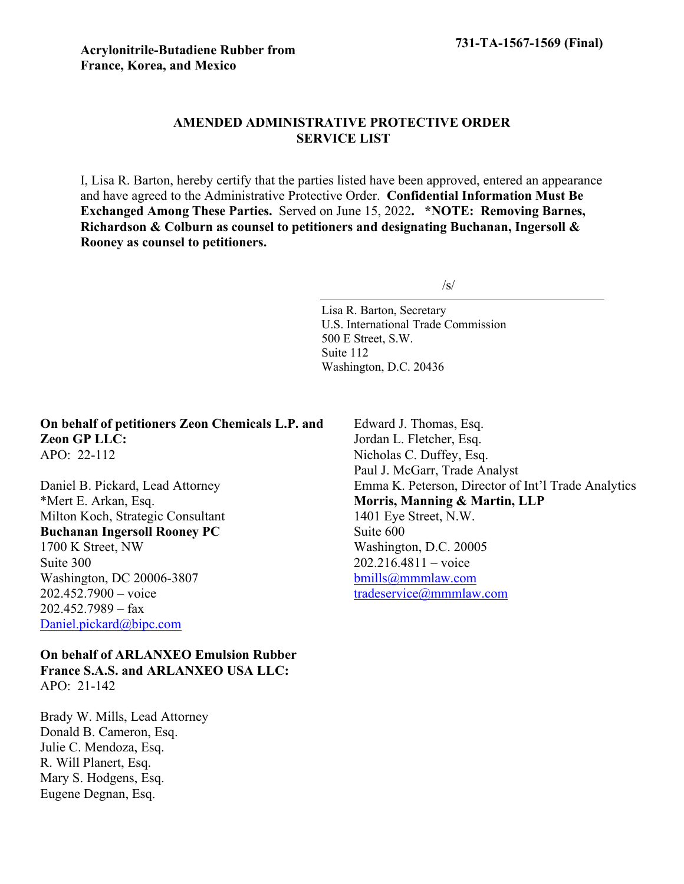**Acrylonitrile-Butadiene Rubber from France, Korea, and Mexico**

**731-TA-1567-1569 (Final)**

## AMENDED ADMINISTRATIVE PROTECTIVE ORDER SERVICE LIST

I, Lisa R. Barton, hereby certify that the parties listed have been approved, entered an appearance and have agreed to the Administrative Protective Order. **Confidential Information Must Be Exchanged Among These Parties.** Served on June 15, 2022**. *NOTE: Removing Barnes, Richardson & Colburn as counsel to petitioners and designating Buchanan, Ingersoll & Rooney as counsel to petitioners.**

/s/

Lisa R. Barton, Secretary
U.S. International Trade Commission
500 E Street, S.W.
Suite 112
Washington, D.C. 20436

**On behalf of petitioners Zeon Chemicals L.P. and Zeon GP LLC:**
APO: 22-112

Daniel B. Pickard, Lead Attorney
*Mert E. Arkan, Esq.
Milton Koch, Strategic Consultant
**Buchanan Ingersoll Rooney PC**
1700 K Street, NW
Suite 300
Washington, DC 20006-3807
202.452.7900 – voice
202.452.7989 – fax
Daniel.pickard@bipc.com

**On behalf of ARLANXEO Emulsion Rubber France S.A.S. and ARLANXEO USA LLC:**
APO: 21-142

Brady W. Mills, Lead Attorney
Donald B. Cameron, Esq.
Julie C. Mendoza, Esq.
R. Will Planert, Esq.
Mary S. Hodgens, Esq.
Eugene Degnan, Esq.
Edward J. Thomas, Esq.
Jordan L. Fletcher, Esq.
Nicholas C. Duffey, Esq.
Paul J. McGarr, Trade Analyst
Emma K. Peterson, Director of Int'l Trade Analytics
**Morris, Manning & Martin, LLP**
1401 Eye Street, N.W.
Suite 600
Washington, D.C. 20005
202.216.4811 – voice
bmills@mmmlaw.com
tradeservice@mmmlaw.com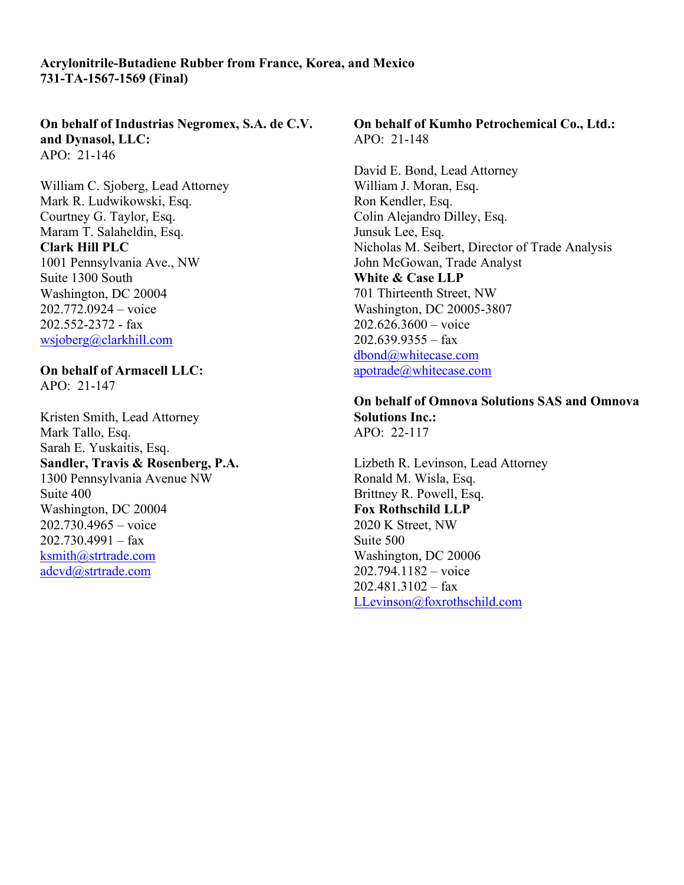**Acrylonitrile-Butadiene Rubber from France, Korea, and Mexico**
**731-TA-1567-1569 (Final)**

**On behalf of Industrias Negromex, S.A. de C.V. and Dynasol, LLC:**
APO: 21-146

William C. Sjoberg, Lead Attorney
Mark R. Ludwikowski, Esq.
Courtney G. Taylor, Esq.
Maram T. Salaheldin, Esq.
**Clark Hill PLC**
1001 Pennsylvania Ave., NW
Suite 1300 South
Washington, DC 20004
202.772.0924 – voice
202.552-2372 - fax
wsjoberg@clarkhill.com

**On behalf of Armacell LLC:**
APO: 21-147

Kristen Smith, Lead Attorney
Mark Tallo, Esq.
Sarah E. Yuskaitis, Esq.
**Sandler, Travis & Rosenberg, P.A.**
1300 Pennsylvania Avenue NW
Suite 400
Washington, DC 20004
202.730.4965 – voice
202.730.4991 – fax
ksmith@strtrade.com
adcvd@strtrade.com

**On behalf of Kumho Petrochemical Co., Ltd.:**
APO: 21-148

David E. Bond, Lead Attorney
William J. Moran, Esq.
Ron Kendler, Esq.
Colin Alejandro Dilley, Esq.
Junsuk Lee, Esq.
Nicholas M. Seibert, Director of Trade Analysis
John McGowan, Trade Analyst
**White & Case LLP**
701 Thirteenth Street, NW
Washington, DC 20005-3807
202.626.3600 – voice
202.639.9355 – fax
dbond@whitecase.com
apotrade@whitecase.com

**On behalf of Omnova Solutions SAS and Omnova Solutions Inc.:**
APO: 22-117

Lizbeth R. Levinson, Lead Attorney
Ronald M. Wisla, Esq.
Brittney R. Powell, Esq.
**Fox Rothschild LLP**
2020 K Street, NW
Suite 500
Washington, DC 20006
202.794.1182 – voice
202.481.3102 – fax
LLevinson@foxrothschild.com